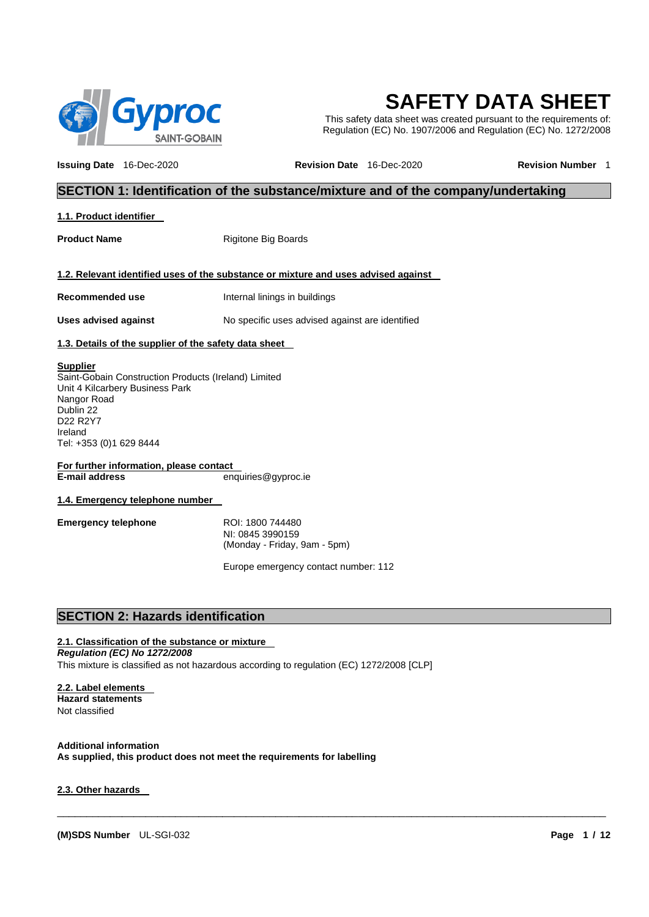# SAFETY DATA SHEET

This safety data sheet was created pursuant to the requirements of: Regulation (EC) No. 1907/2006 and Regulation (EC) No. 1272/2008

**Issuing Date** 16-Dec-2020 **Revision Date** 16-Dec-2020 **Revision Number** 1

## SECTION 1: Identification of the substance/mixture and of the company/undertaking

### 1.1. Product identifier

**Product Name** Rigitone Big Boards

### 1.2. Relevant identified uses of the substance or mixture and uses advised against

**Recommended use** Internal linings in buildings

**Uses advised against** No specific uses advised against are identified

### 1.3. Details of the supplier of the safety data sheet

**Supplier**
Saint-Gobain Construction Products (Ireland) Limited
Unit 4 Kilcarbery Business Park
Nangor Road
Dublin 22
D22 R2Y7
Ireland
Tel: +353 (0)1 629 8444

**For further information, please contact**
**E-mail address** enquiries@gyproc.ie

### 1.4. Emergency telephone number

**Emergency telephone**
ROI: 1800 744480
NI: 0845 3990159
(Monday - Friday, 9am - 5pm)

Europe emergency contact number: 112

## SECTION 2: Hazards identification

### 2.1. Classification of the substance or mixture

***Regulation (EC) No 1272/2008***
This mixture is classified as not hazardous according to regulation (EC) 1272/2008 [CLP]

### 2.2. Label elements

**Hazard statements**
Not classified

**Additional information**
**As supplied, this product does not meet the requirements for labelling**

### 2.3. Other hazards

**(M)SDS Number** UL-SGI-032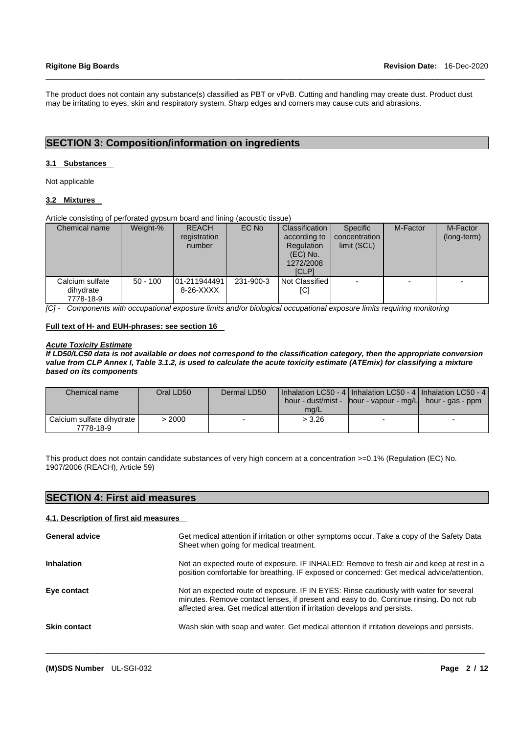The product does not contain any substance(s) classified as PBT or vPvB. Cutting and handling may create dust. Product dust may be irritating to eyes, skin and respiratory system. Sharp edges and corners may cause cuts and abrasions.

## SECTION 3: Composition/information on ingredients

### 3.1 Substances

Not applicable

### 3.2 Mixtures

Article consisting of perforated gypsum board and lining (acoustic tissue)

| Chemical name | Weight-% | REACH registration number | EC No | Classification according to Regulation (EC) No. 1272/2008 [CLP] | Specific concentration limit (SCL) | M-Factor | M-Factor (long-term) |
|---|---|---|---|---|---|---|---|
| Calcium sulfate dihydrate 7778-18-9 | 50 - 100 | 01-211944491 8-26-XXXX | 231-900-3 | Not Classified [C] | - | - | - |

*[C] - Components with occupational exposure limits and/or biological occupational exposure limits requiring monitoring*

**Full text of H- and EUH-phrases: see section 16**

***Acute Toxicity Estimate***

***If LD50/LC50 data is not available or does not correspond to the classification category, then the appropriate conversion value from CLP Annex I, Table 3.1.2, is used to calculate the acute toxicity estimate (ATEmix) for classifying a mixture based on its components***

| Chemical name | Oral LD50 | Dermal LD50 | Inhalation LC50 - 4 hour - dust/mist - mg/L | Inhalation LC50 - 4 hour - vapour - mg/L | Inhalation LC50 - 4 hour - gas - ppm |
|---|---|---|---|---|---|
| Calcium sulfate dihydrate 7778-18-9 | > 2000 | - | > 3.26 | - | - |

This product does not contain candidate substances of very high concern at a concentration >=0.1% (Regulation (EC) No. 1907/2006 (REACH), Article 59)

## SECTION 4: First aid measures

### 4.1. Description of first aid measures

**General advice** Get medical attention if irritation or other symptoms occur. Take a copy of the Safety Data Sheet when going for medical treatment.

**Inhalation** Not an expected route of exposure. IF INHALED: Remove to fresh air and keep at rest in a position comfortable for breathing. IF exposed or concerned: Get medical advice/attention.

**Eye contact** Not an expected route of exposure. IF IN EYES: Rinse cautiously with water for several minutes. Remove contact lenses, if present and easy to do. Continue rinsing. Do not rub affected area. Get medical attention if irritation develops and persists.

**Skin contact** Wash skin with soap and water. Get medical attention if irritation develops and persists.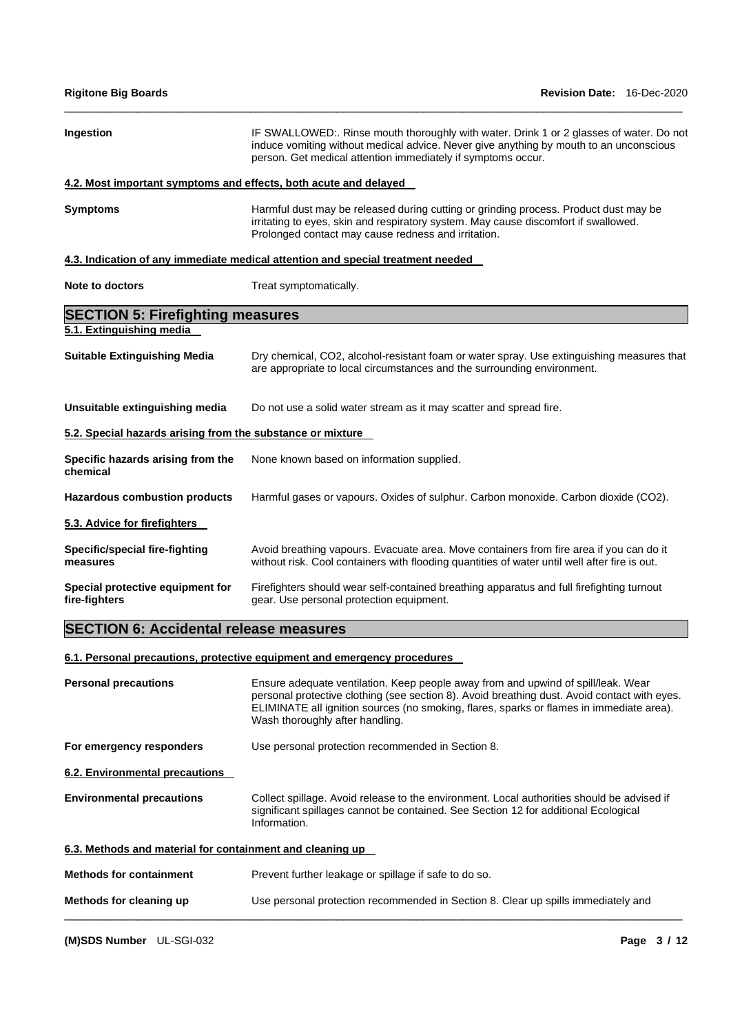**Ingestion** IF SWALLOWED:. Rinse mouth thoroughly with water. Drink 1 or 2 glasses of water. Do not induce vomiting without medical advice. Never give anything by mouth to an unconscious person. Get medical attention immediately if symptoms occur.

### 4.2. Most important symptoms and effects, both acute and delayed

**Symptoms** Harmful dust may be released during cutting or grinding process. Product dust may be irritating to eyes, skin and respiratory system. May cause discomfort if swallowed. Prolonged contact may cause redness and irritation.

### 4.3. Indication of any immediate medical attention and special treatment needed

**Note to doctors** Treat symptomatically.

## SECTION 5: Firefighting measures

### 5.1. Extinguishing media

**Suitable Extinguishing Media** Dry chemical, CO2, alcohol-resistant foam or water spray. Use extinguishing measures that are appropriate to local circumstances and the surrounding environment.

**Unsuitable extinguishing media** Do not use a solid water stream as it may scatter and spread fire.

### 5.2. Special hazards arising from the substance or mixture

**Specific hazards arising from the chemical** None known based on information supplied.

**Hazardous combustion products** Harmful gases or vapours. Oxides of sulphur. Carbon monoxide. Carbon dioxide (CO2).

### 5.3. Advice for firefighters

**Specific/special fire-fighting measures** Avoid breathing vapours. Evacuate area. Move containers from fire area if you can do it without risk. Cool containers with flooding quantities of water until well after fire is out.

**Special protective equipment for fire-fighters** Firefighters should wear self-contained breathing apparatus and full firefighting turnout gear. Use personal protection equipment.

## SECTION 6: Accidental release measures

### 6.1. Personal precautions, protective equipment and emergency procedures

**Personal precautions** Ensure adequate ventilation. Keep people away from and upwind of spill/leak. Wear personal protective clothing (see section 8). Avoid breathing dust. Avoid contact with eyes. ELIMINATE all ignition sources (no smoking, flares, sparks or flames in immediate area). Wash thoroughly after handling.

**For emergency responders** Use personal protection recommended in Section 8.

### 6.2. Environmental precautions

**Environmental precautions** Collect spillage. Avoid release to the environment. Local authorities should be advised if significant spillages cannot be contained. See Section 12 for additional Ecological Information.

### 6.3. Methods and material for containment and cleaning up

**Methods for containment** Prevent further leakage or spillage if safe to do so.

**Methods for cleaning up** Use personal protection recommended in Section 8. Clear up spills immediately and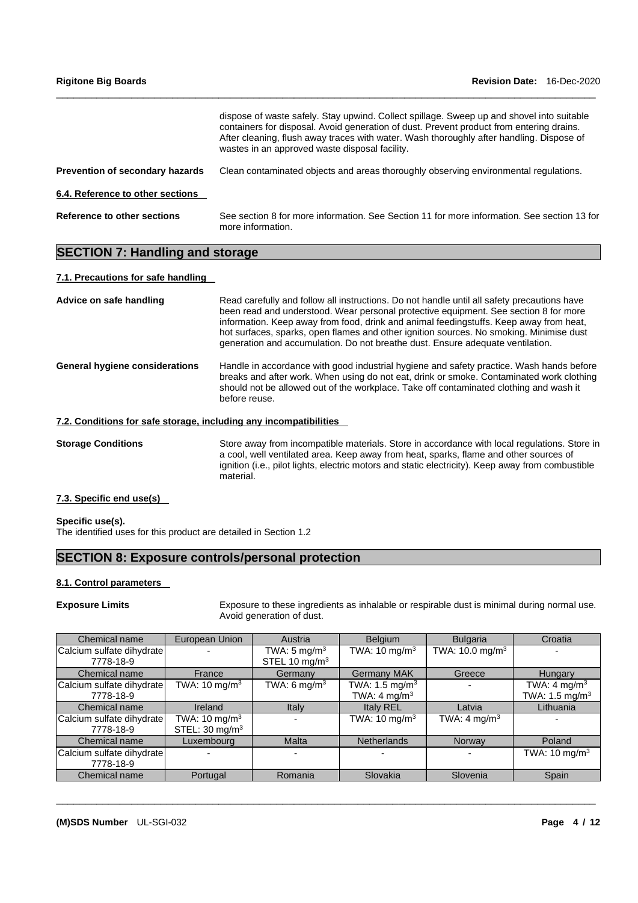| | |
|---|---|
| | dispose of waste safely. Stay upwind. Collect spillage. Sweep up and shovel into suitable containers for disposal. Avoid generation of dust. Prevent product from entering drains. After cleaning, flush away traces with water. Wash thoroughly after handling. Dispose of wastes in an approved waste disposal facility. |
| **Prevention of secondary hazards** | Clean contaminated objects and areas thoroughly observing environmental regulations. |

**6.4. Reference to other sections**

**Reference to other sections** See section 8 for more information. See Section 11 for more information. See section 13 for more information.

## SECTION 7: Handling and storage

**7.1. Precautions for safe handling**

**Advice on safe handling** Read carefully and follow all instructions. Do not handle until all safety precautions have been read and understood. Wear personal protective equipment. See section 8 for more information. Keep away from food, drink and animal feedingstuffs. Keep away from heat, hot surfaces, sparks, open flames and other ignition sources. No smoking. Minimise dust generation and accumulation. Do not breathe dust. Ensure adequate ventilation.

**General hygiene considerations** Handle in accordance with good industrial hygiene and safety practice. Wash hands before breaks and after work. When using do not eat, drink or smoke. Contaminated work clothing should not be allowed out of the workplace. Take off contaminated clothing and wash it before reuse.

**7.2. Conditions for safe storage, including any incompatibilities**

**Storage Conditions** Store away from incompatible materials. Store in accordance with local regulations. Store in a cool, well ventilated area. Keep away from heat, sparks, flame and other sources of ignition (i.e., pilot lights, electric motors and static electricity). Keep away from combustible material.

**7.3. Specific end use(s)**

**Specific use(s).**
The identified uses for this product are detailed in Section 1.2

## SECTION 8: Exposure controls/personal protection

**8.1. Control parameters**

**Exposure Limits** Exposure to these ingredients as inhalable or respirable dust is minimal during normal use. Avoid generation of dust.

| Chemical name | European Union | Austria | Belgium | Bulgaria | Croatia |
|---|---|---|---|---|---|
| Calcium sulfate dihydrate 7778-18-9 | - | TWA: 5 mg/m$^3$ STEL 10 mg/m$^3$ | TWA: 10 mg/m$^3$ | TWA: 10.0 mg/m$^3$ | - |
| Chemical name | France | Germany | Germany MAK | Greece | Hungary |
| Calcium sulfate dihydrate 7778-18-9 | TWA: 10 mg/m$^3$ | TWA: 6 mg/m$^3$ | TWA: 1.5 mg/m$^3$ TWA: 4 mg/m$^3$ | - | TWA: 4 mg/m$^3$ TWA: 1.5 mg/m$^3$ |
| Chemical name | Ireland | Italy | Italy REL | Latvia | Lithuania |
| Calcium sulfate dihydrate 7778-18-9 | TWA: 10 mg/m$^3$ STEL: 30 mg/m$^3$ | - | TWA: 10 mg/m$^3$ | TWA: 4 mg/m$^3$ | - |
| Chemical name | Luxembourg | Malta | Netherlands | Norway | Poland |
| Calcium sulfate dihydrate 7778-18-9 | - | - | - | - | TWA: 10 mg/m$^3$ |
| Chemical name | Portugal | Romania | Slovakia | Slovenia | Spain |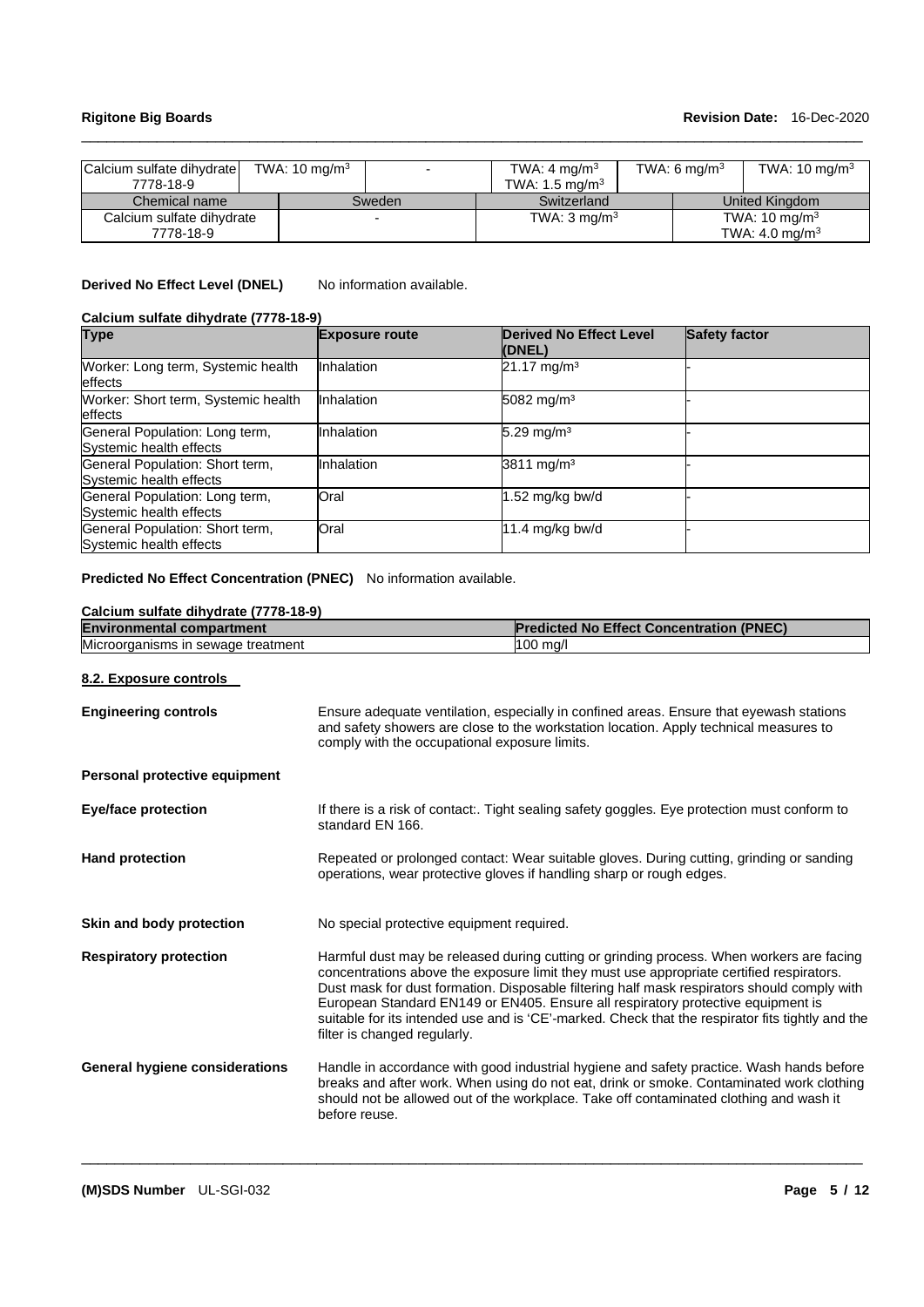| Calcium sulfate dihydrate 7778-18-9 | TWA: 10 mg/m$^3$ | - | TWA: 4 mg/m$^3$ TWA: 1.5 mg/m$^3$ | TWA: 6 mg/m$^3$ | TWA: 10 mg/m$^3$ |
|---|---|---|---|---|---|

| Chemical name | Sweden | Switzerland | United Kingdom |
|---|---|---|---|
| Calcium sulfate dihydrate 7778-18-9 | - | TWA: 3 mg/m$^3$ | TWA: 10 mg/m$^3$ TWA: 4.0 mg/m$^3$ |

**Derived No Effect Level (DNEL)** No information available.

**Calcium sulfate dihydrate (7778-18-9)**

| Type | Exposure route | Derived No Effect Level (DNEL) | Safety factor |
|---|---|---|---|
| Worker: Long term, Systemic health effects | Inhalation | 21.17 mg/m³ | - |
| Worker: Short term, Systemic health effects | Inhalation | 5082 mg/m³ | - |
| General Population: Long term, Systemic health effects | Inhalation | 5.29 mg/m³ | - |
| General Population: Short term, Systemic health effects | Inhalation | 3811 mg/m³ | - |
| General Population: Long term, Systemic health effects | Oral | 1.52 mg/kg bw/d | - |
| General Population: Short term, Systemic health effects | Oral | 11.4 mg/kg bw/d | - |

**Predicted No Effect Concentration (PNEC)** No information available.

**Calcium sulfate dihydrate (7778-18-9)**

| Environmental compartment | Predicted No Effect Concentration (PNEC) |
|---|---|
| Microorganisms in sewage treatment | 100 mg/l |

## 8.2. Exposure controls

**Engineering controls** Ensure adequate ventilation, especially in confined areas. Ensure that eyewash stations and safety showers are close to the workstation location. Apply technical measures to comply with the occupational exposure limits.

**Personal protective equipment**

**Eye/face protection** If there is a risk of contact:. Tight sealing safety goggles. Eye protection must conform to standard EN 166.

**Hand protection** Repeated or prolonged contact: Wear suitable gloves. During cutting, grinding or sanding operations, wear protective gloves if handling sharp or rough edges.

**Skin and body protection** No special protective equipment required.

**Respiratory protection** Harmful dust may be released during cutting or grinding process. When workers are facing concentrations above the exposure limit they must use appropriate certified respirators. Dust mask for dust formation. Disposable filtering half mask respirators should comply with European Standard EN149 or EN405. Ensure all respiratory protective equipment is suitable for its intended use and is 'CE'-marked. Check that the respirator fits tightly and the filter is changed regularly.

**General hygiene considerations** Handle in accordance with good industrial hygiene and safety practice. Wash hands before breaks and after work. When using do not eat, drink or smoke. Contaminated work clothing should not be allowed out of the workplace. Take off contaminated clothing and wash it before reuse.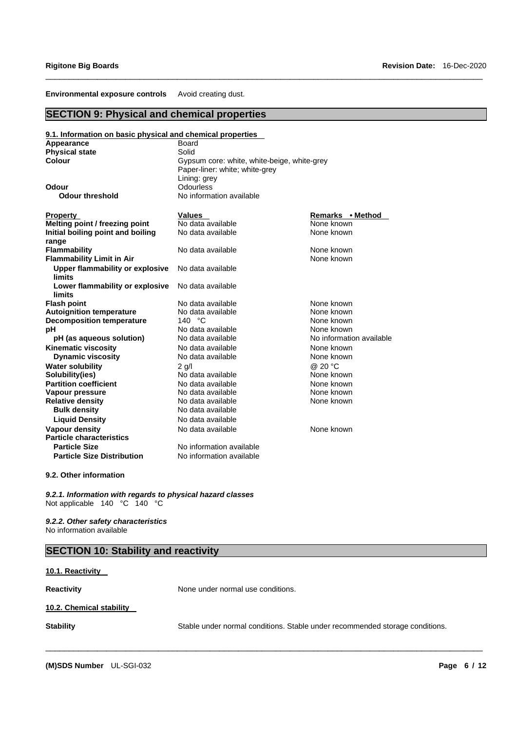**Environmental exposure controls** Avoid creating dust.

## SECTION 9: Physical and chemical properties

### 9.1. Information on basic physical and chemical properties

| | |
|---|---|
| **Appearance** | Board |
| **Physical state** | Solid |
| **Colour** | Gypsum core: white, white-beige, white-grey<br>Paper-liner: white; white-grey<br>Lining: grey |
| **Odour** | Odourless |
| **Odour threshold** | No information available |

| Property | Values | Remarks • Method |
|---|---|---|
| **Melting point / freezing point** | No data available | None known |
| **Initial boiling point and boiling range** | No data available | None known |
| **Flammability** | No data available | None known |
| **Flammability Limit in Air** | | None known |
| **Upper flammability or explosive limits** | No data available | |
| **Lower flammability or explosive limits** | No data available | |
| **Flash point** | No data available | None known |
| **Autoignition temperature** | No data available | None known |
| **Decomposition temperature** | 140 °C | None known |
| **pH** | No data available | None known |
| **pH (as aqueous solution)** | No data available | No information available |
| **Kinematic viscosity** | No data available | None known |
| **Dynamic viscosity** | No data available | None known |
| **Water solubility** | 2 g/l | @ 20 °C |
| **Solubility(ies)** | No data available | None known |
| **Partition coefficient** | No data available | None known |
| **Vapour pressure** | No data available | None known |
| **Relative density** | No data available | None known |
| **Bulk density** | No data available | |
| **Liquid Density** | No data available | |
| **Vapour density** | No data available | None known |
| **Particle characteristics** | | |
| **Particle Size** | No information available | |
| **Particle Size Distribution** | No information available | |

### 9.2. Other information

***9.2.1. Information with regards to physical hazard classes***

Not applicable 140 °C 140 °C

***9.2.2. Other safety characteristics***

No information available

## SECTION 10: Stability and reactivity

### 10.1. Reactivity

**Reactivity** None under normal use conditions.

### 10.2. Chemical stability

**Stability** Stable under normal conditions. Stable under recommended storage conditions.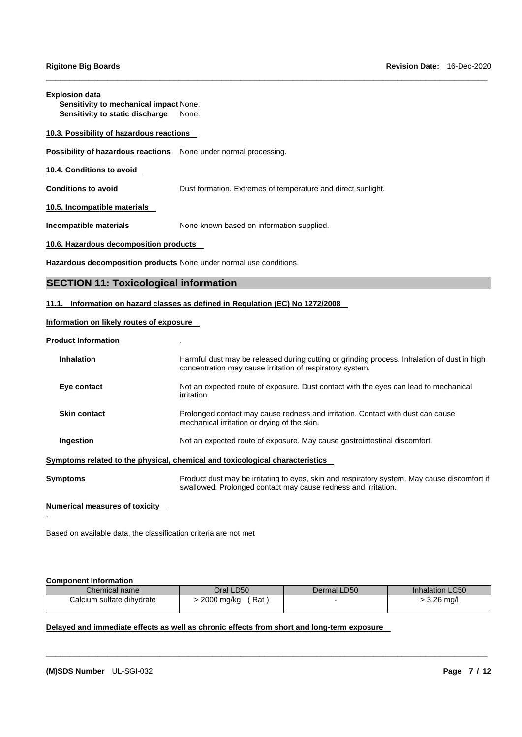**Explosion data**

**Sensitivity to mechanical impact** None.
**Sensitivity to static discharge** None.

**10.3. Possibility of hazardous reactions**

**Possibility of hazardous reactions** None under normal processing.

**10.4. Conditions to avoid**

**Conditions to avoid** Dust formation. Extremes of temperature and direct sunlight.

**10.5. Incompatible materials**

**Incompatible materials** None known based on information supplied.

**10.6. Hazardous decomposition products**

**Hazardous decomposition products** None under normal use conditions.

## SECTION 11: Toxicological information

**11.1. Information on hazard classes as defined in Regulation (EC) No 1272/2008**

**Information on likely routes of exposure**

**Product Information** .

**Inhalation** Harmful dust may be released during cutting or grinding process. Inhalation of dust in high concentration may cause irritation of respiratory system.

**Eye contact** Not an expected route of exposure. Dust contact with the eyes can lead to mechanical irritation.

**Skin contact** Prolonged contact may cause redness and irritation. Contact with dust can cause mechanical irritation or drying of the skin.

**Ingestion** Not an expected route of exposure. May cause gastrointestinal discomfort.

**Symptoms related to the physical, chemical and toxicological characteristics**

**Symptoms** Product dust may be irritating to eyes, skin and respiratory system. May cause discomfort if swallowed. Prolonged contact may cause redness and irritation.

**Numerical measures of toxicity**

.

Based on available data, the classification criteria are not met

**Component Information**

| Chemical name | Oral LD50 | Dermal LD50 | Inhalation LC50 |
|---|---|---|---|
| Calcium sulfate dihydrate | > 2000 mg/kg ( Rat ) | - | > 3.26 mg/l |

**Delayed and immediate effects as well as chronic effects from short and long-term exposure**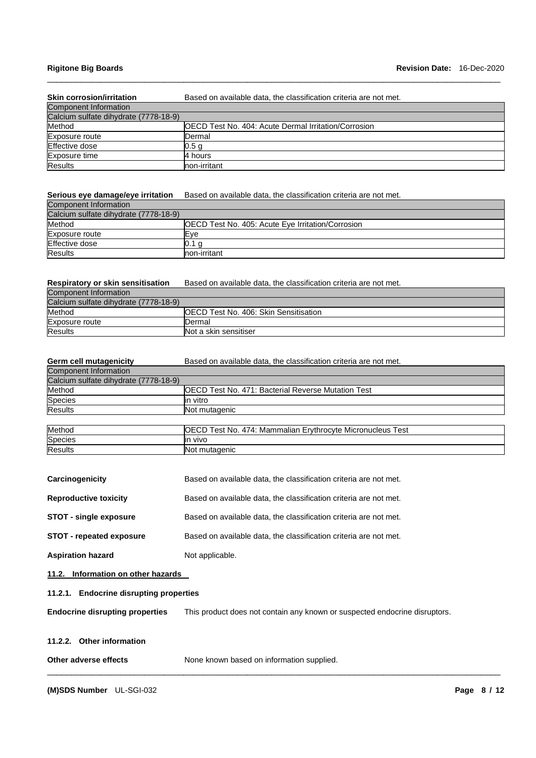**Skin corrosion/irritation** Based on available data, the classification criteria are not met.

| Component Information | |
|---|---|
| Calcium sulfate dihydrate (7778-18-9) | |
| Method | OECD Test No. 404: Acute Dermal Irritation/Corrosion |
| Exposure route | Dermal |
| Effective dose | 0.5 g |
| Exposure time | 4 hours |
| Results | non-irritant |

**Serious eye damage/eye irritation** Based on available data, the classification criteria are not met.

| Component Information | |
|---|---|
| Calcium sulfate dihydrate (7778-18-9) | |
| Method | OECD Test No. 405: Acute Eye Irritation/Corrosion |
| Exposure route | Eye |
| Effective dose | 0.1 g |
| Results | non-irritant |

**Respiratory or skin sensitisation** Based on available data, the classification criteria are not met.

| Component Information | |
|---|---|
| Calcium sulfate dihydrate (7778-18-9) | |
| Method | OECD Test No. 406: Skin Sensitisation |
| Exposure route | Dermal |
| Results | Not a skin sensitiser |

**Germ cell mutagenicity** Based on available data, the classification criteria are not met.

| Component Information | |
|---|---|
| Calcium sulfate dihydrate (7778-18-9) | |
| Method | OECD Test No. 471: Bacterial Reverse Mutation Test |
| Species | in vitro |
| Results | Not mutagenic |

| Method | OECD Test No. 474: Mammalian Erythrocyte Micronucleus Test |
|---|---|
| Species | in vivo |
| Results | Not mutagenic |

**Carcinogenicity** Based on available data, the classification criteria are not met.

**Reproductive toxicity** Based on available data, the classification criteria are not met.

**STOT - single exposure** Based on available data, the classification criteria are not met.

**STOT - repeated exposure** Based on available data, the classification criteria are not met.

**Aspiration hazard** Not applicable.

## 11.2. Information on other hazards

### 11.2.1. Endocrine disrupting properties

**Endocrine disrupting properties** This product does not contain any known or suspected endocrine disruptors.

### 11.2.2. Other information

**Other adverse effects** None known based on information supplied.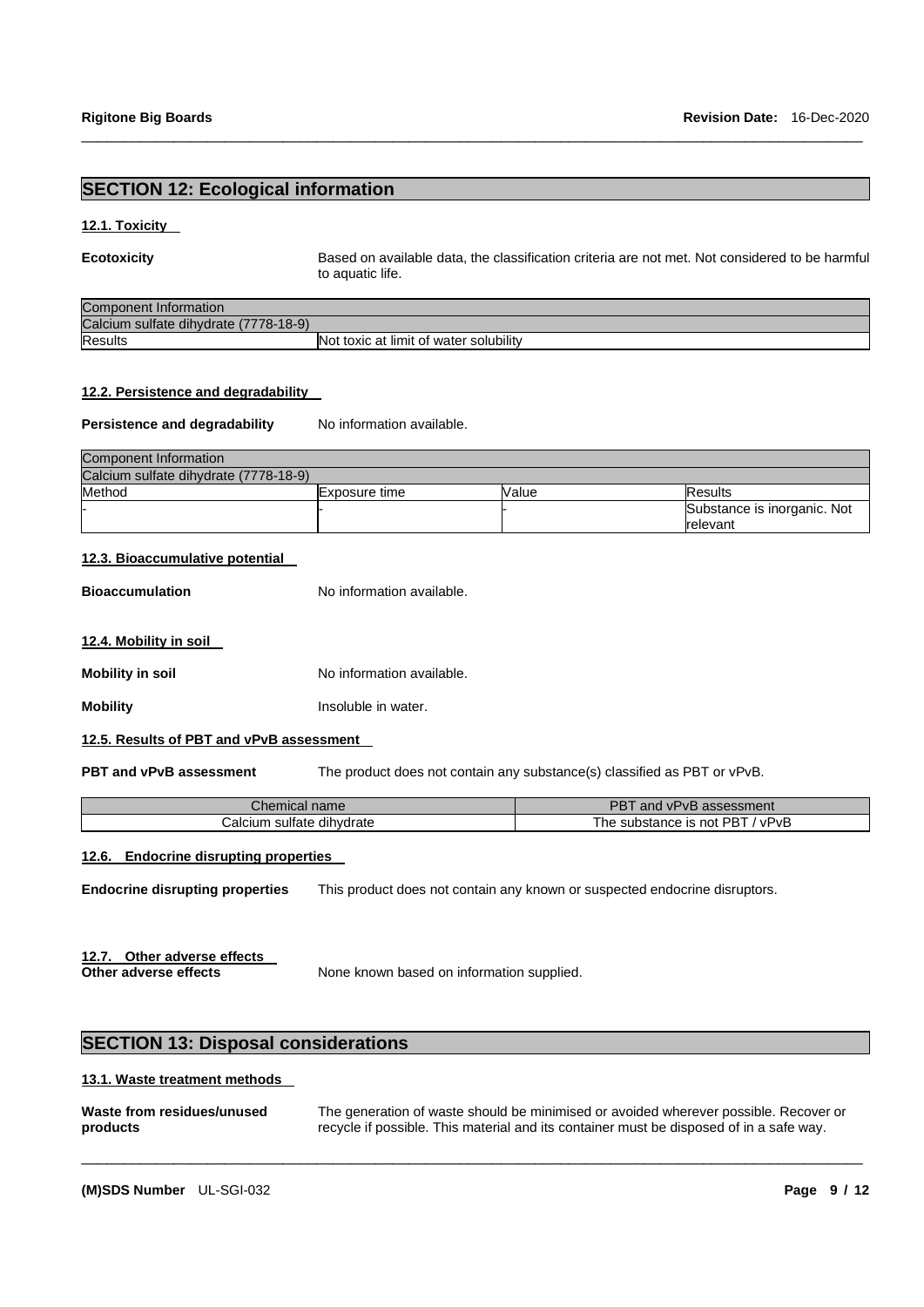## SECTION 12: Ecological information

### 12.1. Toxicity

**Ecotoxicity** Based on available data, the classification criteria are not met. Not considered to be harmful to aquatic life.

| Component Information | |
|---|---|
| Calcium sulfate dihydrate (7778-18-9) | |
| Results | Not toxic at limit of water solubility |

### 12.2. Persistence and degradability

**Persistence and degradability** No information available.

| Component Information | | | |
|---|---|---|---|
| Calcium sulfate dihydrate (7778-18-9) | | | |
| Method | Exposure time | Value | Results |
| - | - | - | Substance is inorganic. Not relevant |

### 12.3. Bioaccumulative potential

**Bioaccumulation** No information available.

### 12.4. Mobility in soil

**Mobility in soil** No information available.

**Mobility** Insoluble in water.

### 12.5. Results of PBT and vPvB assessment

**PBT and vPvB assessment** The product does not contain any substance(s) classified as PBT or vPvB.

| Chemical name | PBT and vPvB assessment |
|---|---|
| Calcium sulfate dihydrate | The substance is not PBT / vPvB |

### 12.6. Endocrine disrupting properties

**Endocrine disrupting properties** This product does not contain any known or suspected endocrine disruptors.

### 12.7. Other adverse effects

**Other adverse effects** None known based on information supplied.

## SECTION 13: Disposal considerations

### 13.1. Waste treatment methods

**Waste from residues/unused products** The generation of waste should be minimised or avoided wherever possible. Recover or recycle if possible. This material and its container must be disposed of in a safe way.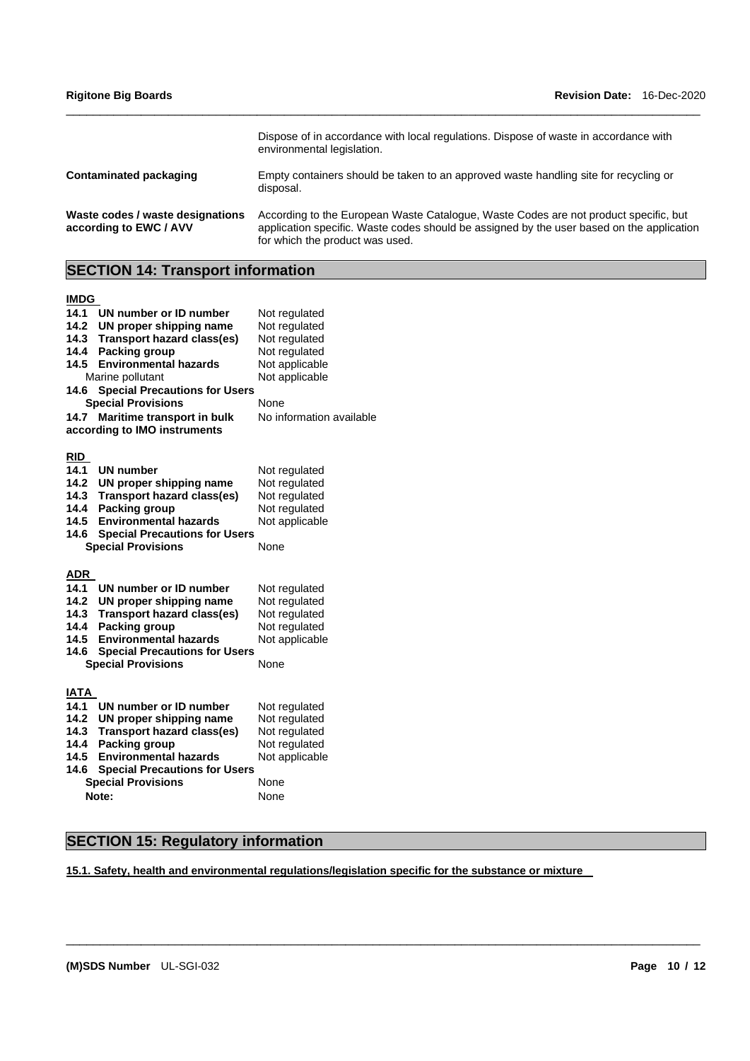| | |
|---|---|
| | Dispose of in accordance with local regulations. Dispose of waste in accordance with environmental legislation. |
| **Contaminated packaging** | Empty containers should be taken to an approved waste handling site for recycling or disposal. |
| **Waste codes / waste designations according to EWC / AVV** | According to the European Waste Catalogue, Waste Codes are not product specific, but application specific. Waste codes should be assigned by the user based on the application for which the product was used. |

## SECTION 14: Transport information

**IMDG**

| | |
|---|---|
| **14.1 UN number or ID number** | Not regulated |
| **14.2 UN proper shipping name** | Not regulated |
| **14.3 Transport hazard class(es)** | Not regulated |
| **14.4 Packing group** | Not regulated |
| **14.5 Environmental hazards** | Not applicable |
| Marine pollutant | Not applicable |
| **14.6 Special Precautions for Users** | |
| **Special Provisions** | None |
| **14.7 Maritime transport in bulk according to IMO instruments** | No information available |

**RID**

| | |
|---|---|
| **14.1 UN number** | Not regulated |
| **14.2 UN proper shipping name** | Not regulated |
| **14.3 Transport hazard class(es)** | Not regulated |
| **14.4 Packing group** | Not regulated |
| **14.5 Environmental hazards** | Not applicable |
| **14.6 Special Precautions for Users** | |
| **Special Provisions** | None |

**ADR**

| | |
|---|---|
| **14.1 UN number or ID number** | Not regulated |
| **14.2 UN proper shipping name** | Not regulated |
| **14.3 Transport hazard class(es)** | Not regulated |
| **14.4 Packing group** | Not regulated |
| **14.5 Environmental hazards** | Not applicable |
| **14.6 Special Precautions for Users** | |
| **Special Provisions** | None |

**IATA**

| | |
|---|---|
| **14.1 UN number or ID number** | Not regulated |
| **14.2 UN proper shipping name** | Not regulated |
| **14.3 Transport hazard class(es)** | Not regulated |
| **14.4 Packing group** | Not regulated |
| **14.5 Environmental hazards** | Not applicable |
| **14.6 Special Precautions for Users** | |
| **Special Provisions** | None |
| **Note:** | None |

## SECTION 15: Regulatory information

**15.1. Safety, health and environmental regulations/legislation specific for the substance or mixture**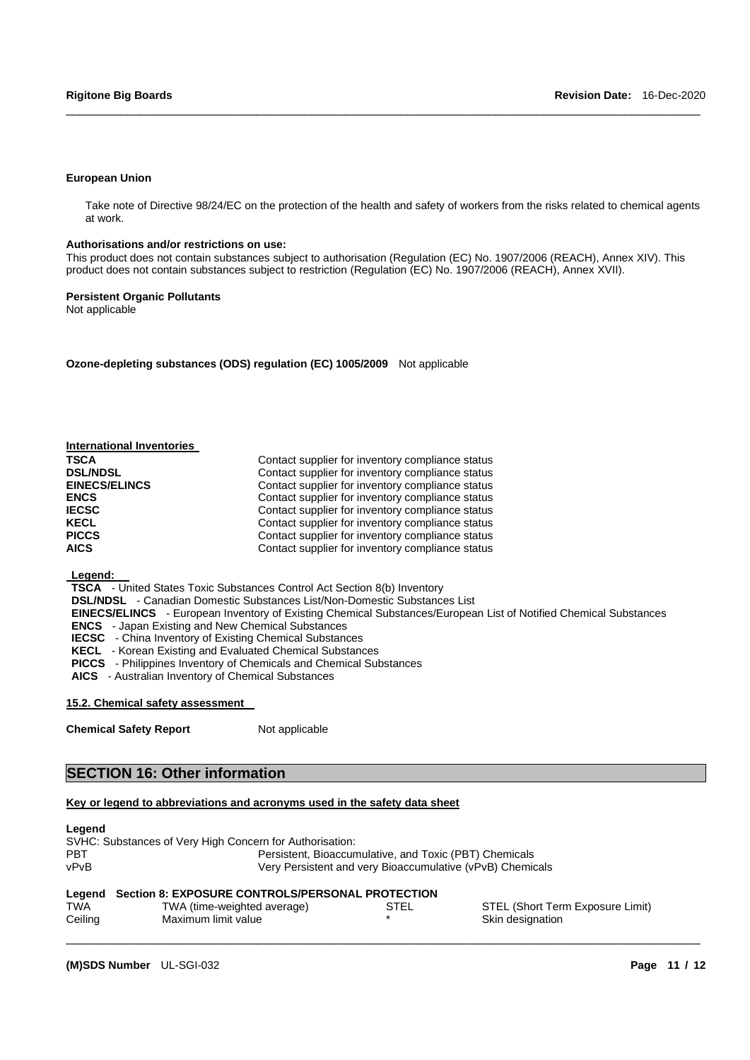**European Union**

Take note of Directive 98/24/EC on the protection of the health and safety of workers from the risks related to chemical agents at work.

**Authorisations and/or restrictions on use:**

This product does not contain substances subject to authorisation (Regulation (EC) No. 1907/2006 (REACH), Annex XIV). This product does not contain substances subject to restriction (Regulation (EC) No. 1907/2006 (REACH), Annex XVII).

**Persistent Organic Pollutants**

Not applicable

**Ozone-depleting substances (ODS) regulation (EC) 1005/2009** Not applicable

**International Inventories**

| | |
|---|---|
| **TSCA** | Contact supplier for inventory compliance status |
| **DSL/NDSL** | Contact supplier for inventory compliance status |
| **EINECS/ELINCS** | Contact supplier for inventory compliance status |
| **ENCS** | Contact supplier for inventory compliance status |
| **IECSC** | Contact supplier for inventory compliance status |
| **KECL** | Contact supplier for inventory compliance status |
| **PICCS** | Contact supplier for inventory compliance status |
| **AICS** | Contact supplier for inventory compliance status |

**Legend:**

**TSCA** - United States Toxic Substances Control Act Section 8(b) Inventory
**DSL/NDSL** - Canadian Domestic Substances List/Non-Domestic Substances List
**EINECS/ELINCS** - European Inventory of Existing Chemical Substances/European List of Notified Chemical Substances
**ENCS** - Japan Existing and New Chemical Substances
**IECSC** - China Inventory of Existing Chemical Substances
**KECL** - Korean Existing and Evaluated Chemical Substances
**PICCS** - Philippines Inventory of Chemicals and Chemical Substances
**AICS** - Australian Inventory of Chemical Substances

**15.2. Chemical safety assessment**

**Chemical Safety Report** Not applicable

## SECTION 16: Other information

**Key or legend to abbreviations and acronyms used in the safety data sheet**

**Legend**

SVHC: Substances of Very High Concern for Authorisation:

| | |
|---|---|
| PBT | Persistent, Bioaccumulative, and Toxic (PBT) Chemicals |
| vPvB | Very Persistent and very Bioaccumulative (vPvB) Chemicals |

**Legend Section 8: EXPOSURE CONTROLS/PERSONAL PROTECTION**

| | | | |
|---|---|---|---|
| TWA | TWA (time-weighted average) | STEL | STEL (Short Term Exposure Limit) |
| Ceiling | Maximum limit value | * | Skin designation |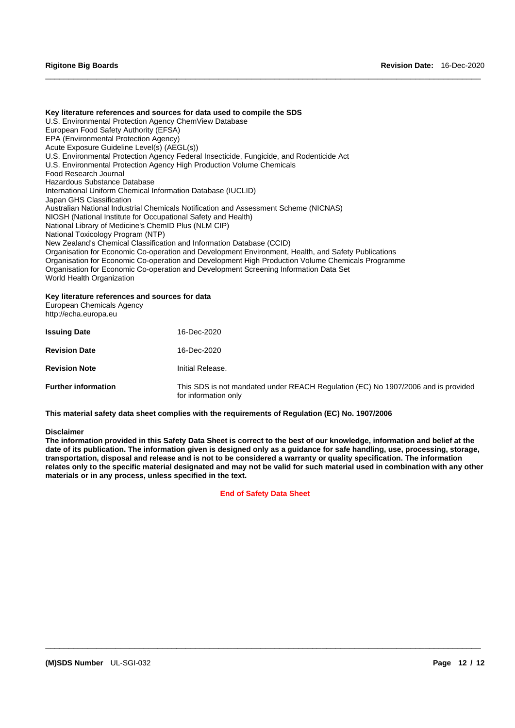**Key literature references and sources for data used to compile the SDS**

U.S. Environmental Protection Agency ChemView Database
European Food Safety Authority (EFSA)
EPA (Environmental Protection Agency)
Acute Exposure Guideline Level(s) (AEGL(s))
U.S. Environmental Protection Agency Federal Insecticide, Fungicide, and Rodenticide Act
U.S. Environmental Protection Agency High Production Volume Chemicals
Food Research Journal
Hazardous Substance Database
International Uniform Chemical Information Database (IUCLID)
Japan GHS Classification
Australian National Industrial Chemicals Notification and Assessment Scheme (NICNAS)
NIOSH (National Institute for Occupational Safety and Health)
National Library of Medicine's ChemID Plus (NLM CIP)
National Toxicology Program (NTP)
New Zealand's Chemical Classification and Information Database (CCID)
Organisation for Economic Co-operation and Development Environment, Health, and Safety Publications
Organisation for Economic Co-operation and Development High Production Volume Chemicals Programme
Organisation for Economic Co-operation and Development Screening Information Data Set
World Health Organization

**Key literature references and sources for data**

European Chemicals Agency
http://echa.europa.eu

| | |
|---|---|
| **Issuing Date** | 16-Dec-2020 |
| **Revision Date** | 16-Dec-2020 |
| **Revision Note** | Initial Release. |
| **Further information** | This SDS is not mandated under REACH Regulation (EC) No 1907/2006 and is provided for information only |

**This material safety data sheet complies with the requirements of Regulation (EC) No. 1907/2006**

**Disclaimer**

**The information provided in this Safety Data Sheet is correct to the best of our knowledge, information and belief at the date of its publication. The information given is designed only as a guidance for safe handling, use, processing, storage, transportation, disposal and release and is not to be considered a warranty or quality specification. The information relates only to the specific material designated and may not be valid for such material used in combination with any other materials or in any process, unless specified in the text.**

**End of Safety Data Sheet**